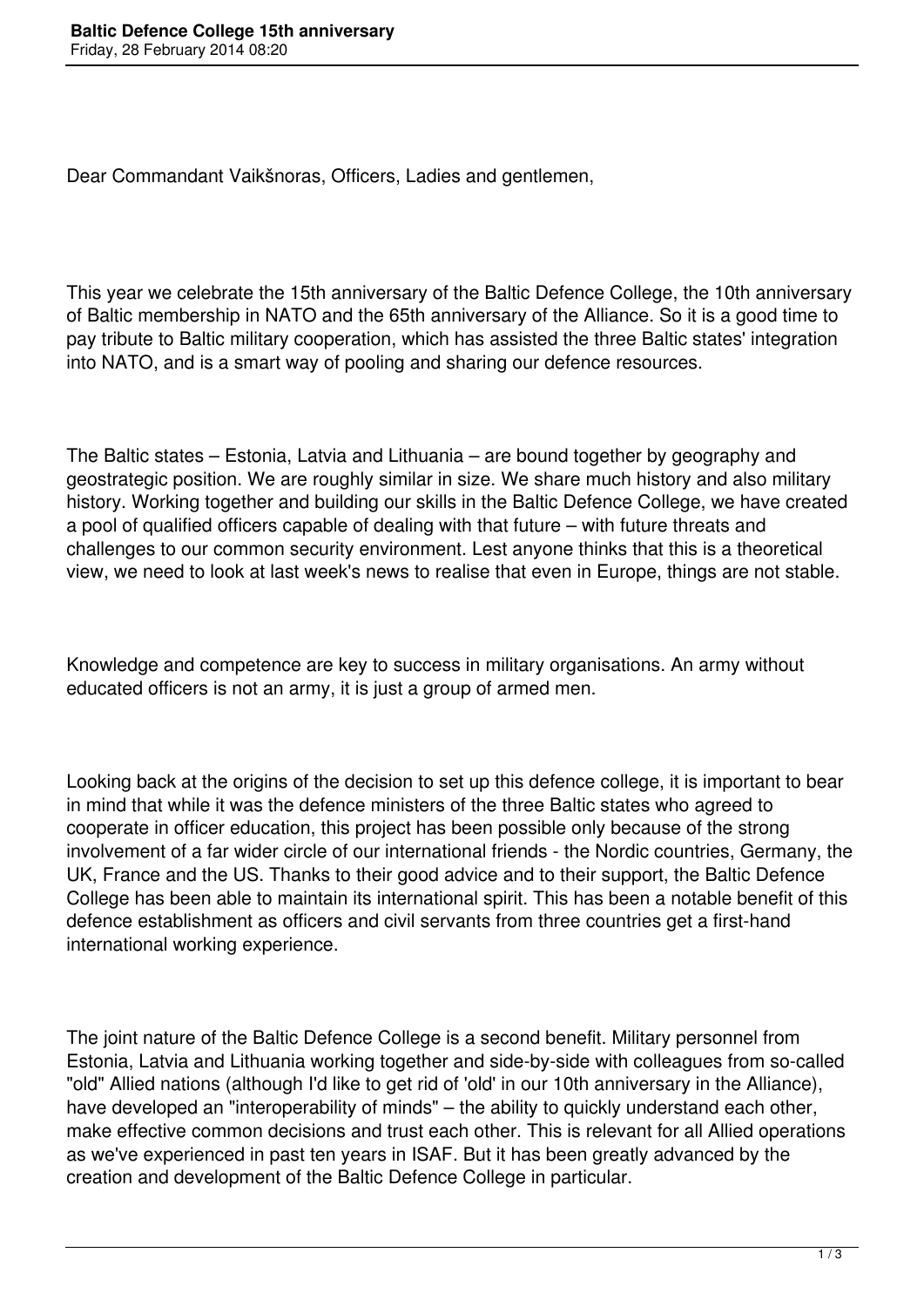# Baltic Defence College 15th anniversary

Friday, 28 February 2014 08:20

Dear Commandant Vaikšnoras, Officers, Ladies and gentlemen,

This year we celebrate the 15th anniversary of the Baltic Defence College, the 10th anniversary of Baltic membership in NATO and the 65th anniversary of the Alliance. So it is a good time to pay tribute to Baltic military cooperation, which has assisted the three Baltic states' integration into NATO, and is a smart way of pooling and sharing our defence resources.

The Baltic states – Estonia, Latvia and Lithuania – are bound together by geography and geostrategic position. We are roughly similar in size. We share much history and also military history. Working together and building our skills in the Baltic Defence College, we have created a pool of qualified officers capable of dealing with that future – with future threats and challenges to our common security environment. Lest anyone thinks that this is a theoretical view, we need to look at last week's news to realise that even in Europe, things are not stable.

Knowledge and competence are key to success in military organisations. An army without educated officers is not an army, it is just a group of armed men.

Looking back at the origins of the decision to set up this defence college, it is important to bear in mind that while it was the defence ministers of the three Baltic states who agreed to cooperate in officer education, this project has been possible only because of the strong involvement of a far wider circle of our international friends - the Nordic countries, Germany, the UK, France and the US. Thanks to their good advice and to their support, the Baltic Defence College has been able to maintain its international spirit. This has been a notable benefit of this defence establishment as officers and civil servants from three countries get a first-hand international working experience.

The joint nature of the Baltic Defence College is a second benefit. Military personnel from Estonia, Latvia and Lithuania working together and side-by-side with colleagues from so-called "old" Allied nations (although I'd like to get rid of 'old' in our 10th anniversary in the Alliance), have developed an "interoperability of minds" – the ability to quickly understand each other, make effective common decisions and trust each other. This is relevant for all Allied operations as we've experienced in past ten years in ISAF. But it has been greatly advanced by the creation and development of the Baltic Defence College in particular.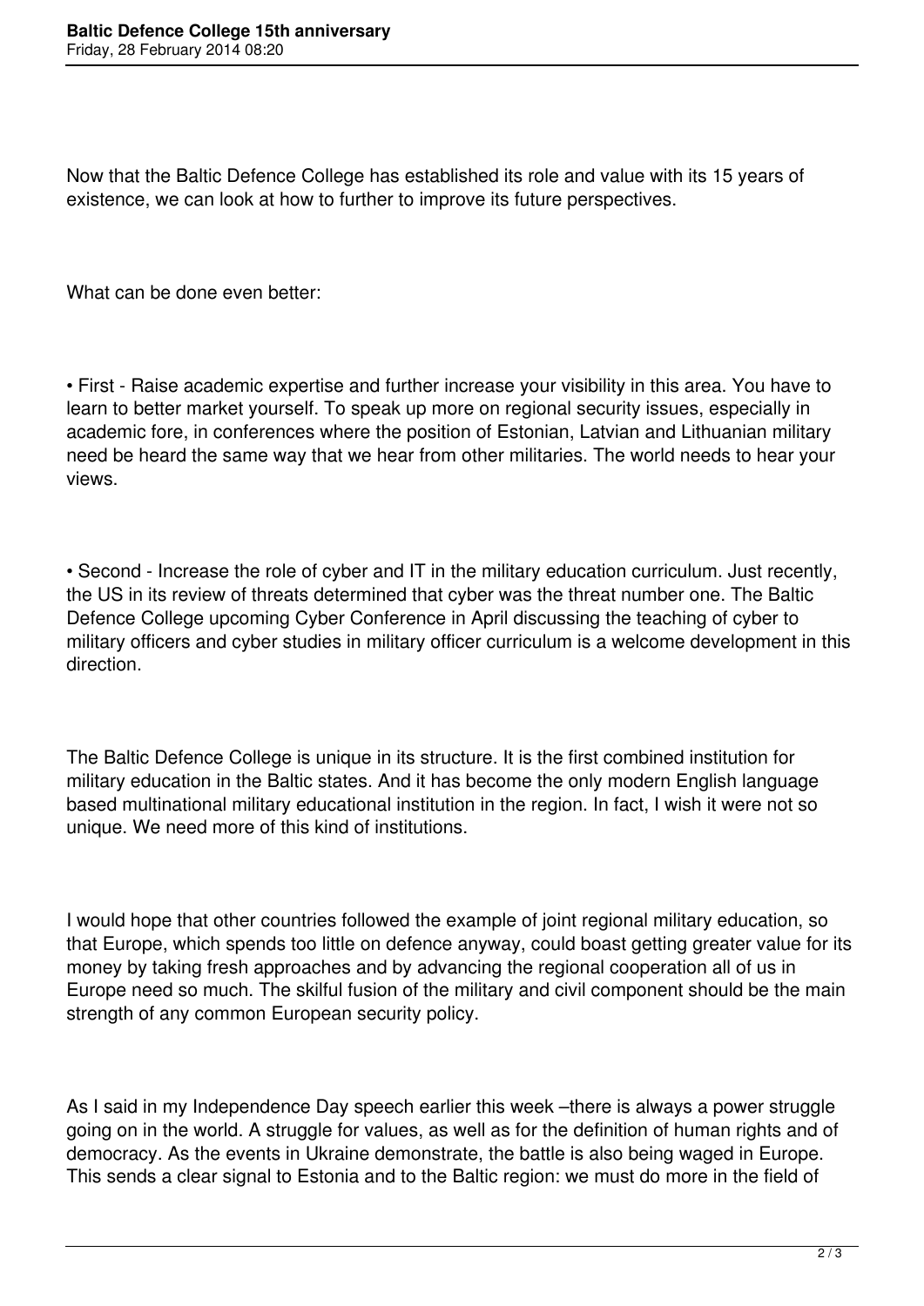Now that the Baltic Defence College has established its role and value with its 15 years of existence, we can look at how to further to improve its future perspectives.

What can be done even better:

• First - Raise academic expertise and further increase your visibility in this area. You have to learn to better market yourself. To speak up more on regional security issues, especially in academic fore, in conferences where the position of Estonian, Latvian and Lithuanian military need be heard the same way that we hear from other militaries. The world needs to hear your views.

• Second - Increase the role of cyber and IT in the military education curriculum. Just recently, the US in its review of threats determined that cyber was the threat number one. The Baltic Defence College upcoming Cyber Conference in April discussing the teaching of cyber to military officers and cyber studies in military officer curriculum is a welcome development in this direction.

The Baltic Defence College is unique in its structure. It is the first combined institution for military education in the Baltic states. And it has become the only modern English language based multinational military educational institution in the region. In fact, I wish it were not so unique. We need more of this kind of institutions.

I would hope that other countries followed the example of joint regional military education, so that Europe, which spends too little on defence anyway, could boast getting greater value for its money by taking fresh approaches and by advancing the regional cooperation all of us in Europe need so much. The skilful fusion of the military and civil component should be the main strength of any common European security policy.

As I said in my Independence Day speech earlier this week –there is always a power struggle going on in the world. A struggle for values, as well as for the definition of human rights and of democracy. As the events in Ukraine demonstrate, the battle is also being waged in Europe. This sends a clear signal to Estonia and to the Baltic region: we must do more in the field of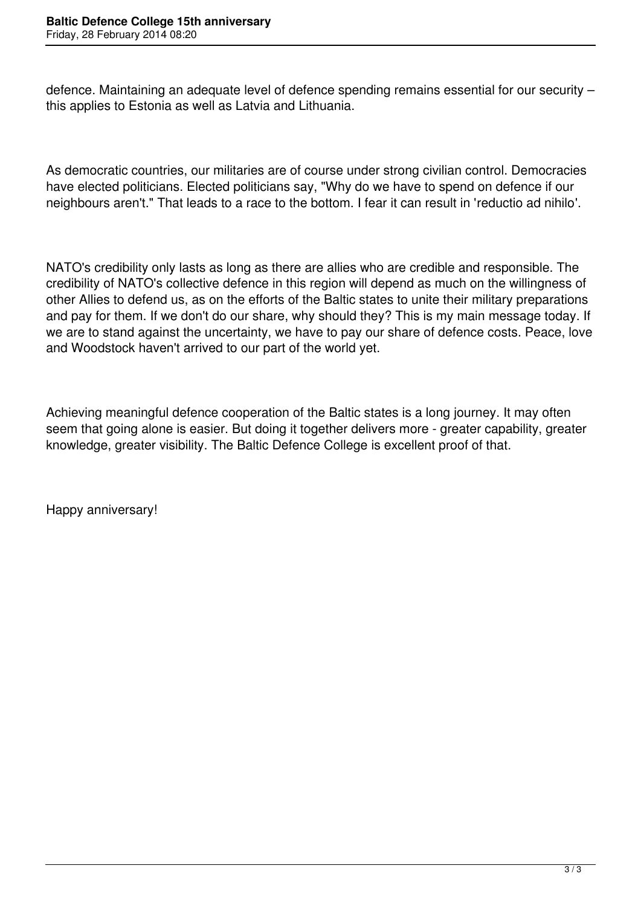defence. Maintaining an adequate level of defence spending remains essential for our security – this applies to Estonia as well as Latvia and Lithuania.

As democratic countries, our militaries are of course under strong civilian control. Democracies have elected politicians. Elected politicians say, "Why do we have to spend on defence if our neighbours aren't." That leads to a race to the bottom. I fear it can result in 'reductio ad nihilo'.

NATO's credibility only lasts as long as there are allies who are credible and responsible. The credibility of NATO's collective defence in this region will depend as much on the willingness of other Allies to defend us, as on the efforts of the Baltic states to unite their military preparations and pay for them. If we don't do our share, why should they? This is my main message today. If we are to stand against the uncertainty, we have to pay our share of defence costs. Peace, love and Woodstock haven't arrived to our part of the world yet.

Achieving meaningful defence cooperation of the Baltic states is a long journey. It may often seem that going alone is easier. But doing it together delivers more - greater capability, greater knowledge, greater visibility. The Baltic Defence College is excellent proof of that.

Happy anniversary!